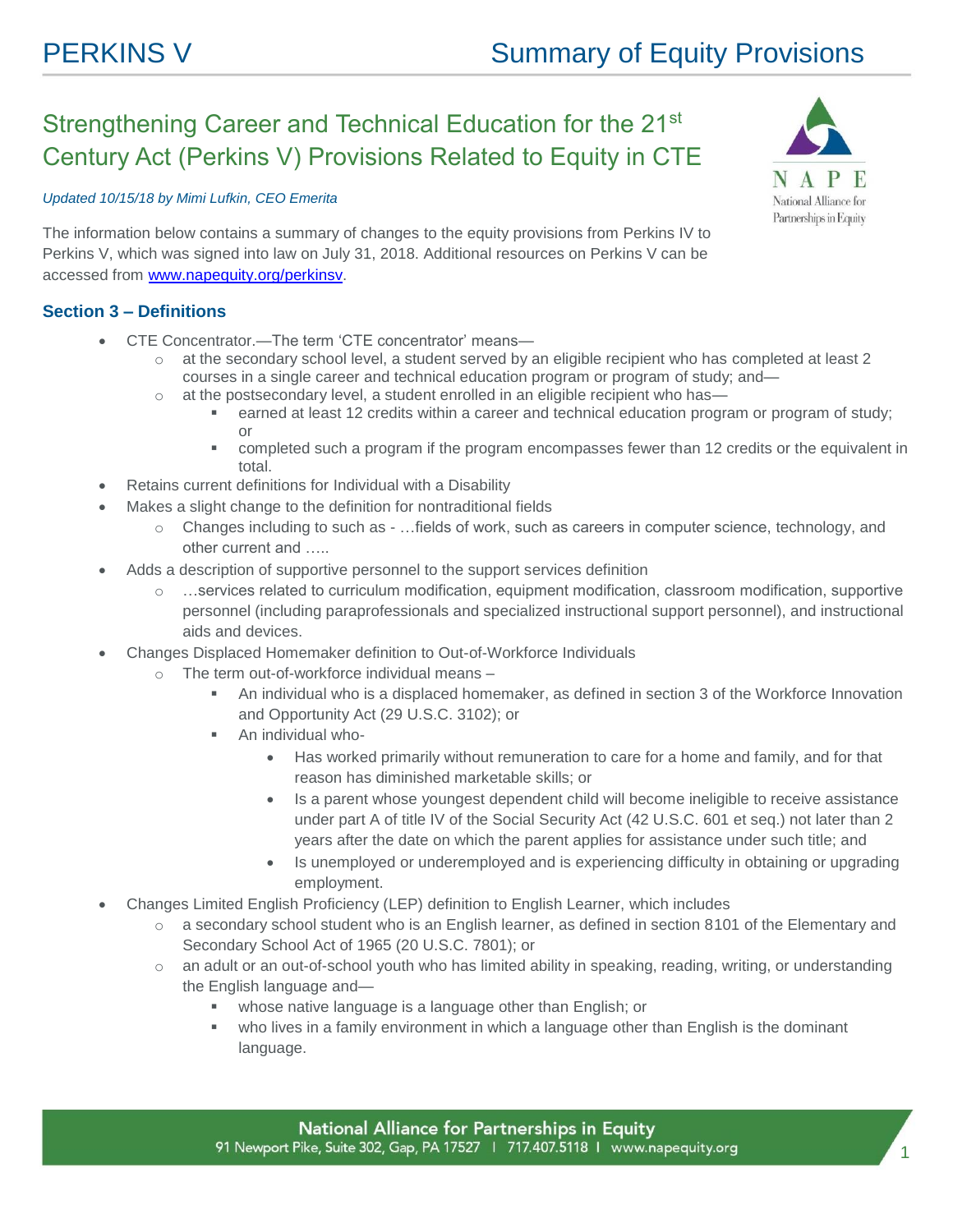# PERKINS V — Summary of Equity Provisions

## Strengthening Career and Technical Education for the 21st Century Act (Perkins V) Provisions Related to Equity in CTE

*Updated 10/15/18 by Mimi Lufkin, CEO Emerita*

The information below contains a summary of changes to the equity provisions from Perkins IV to Perkins V, which was signed into law on July 31, 2018. Additional resources on Perkins V can be accessed from [www.napequity.org/perkinsv](http://www.napequity.org/perkinsv).

### Section 3 – Definitions

- CTE Concentrator.—The term 'CTE concentrator' means—
  - at the secondary school level, a student served by an eligible recipient who has completed at least 2 courses in a single career and technical education program or program of study; and—
  - at the postsecondary level, a student enrolled in an eligible recipient who has—
    - earned at least 12 credits within a career and technical education program or program of study; or
    - completed such a program if the program encompasses fewer than 12 credits or the equivalent in total.
- Retains current definitions for Individual with a Disability
- Makes a slight change to the definition for nontraditional fields
  - Changes including to such as - …fields of work, such as careers in computer science, technology, and other current and …..
- Adds a description of supportive personnel to the support services definition
  - …services related to curriculum modification, equipment modification, classroom modification, supportive personnel (including paraprofessionals and specialized instructional support personnel), and instructional aids and devices.
- Changes Displaced Homemaker definition to Out-of-Workforce Individuals
  - The term out-of-workforce individual means –
    - An individual who is a displaced homemaker, as defined in section 3 of the Workforce Innovation and Opportunity Act (29 U.S.C. 3102); or
    - An individual who-
      - Has worked primarily without remuneration to care for a home and family, and for that reason has diminished marketable skills; or
      - Is a parent whose youngest dependent child will become ineligible to receive assistance under part A of title IV of the Social Security Act (42 U.S.C. 601 et seq.) not later than 2 years after the date on which the parent applies for assistance under such title; and
      - Is unemployed or underemployed and is experiencing difficulty in obtaining or upgrading employment.
- Changes Limited English Proficiency (LEP) definition to English Learner, which includes
  - a secondary school student who is an English learner, as defined in section 8101 of the Elementary and Secondary School Act of 1965 (20 U.S.C. 7801); or
  - an adult or an out-of-school youth who has limited ability in speaking, reading, writing, or understanding the English language and—
    - whose native language is a language other than English; or
    - who lives in a family environment in which a language other than English is the dominant language.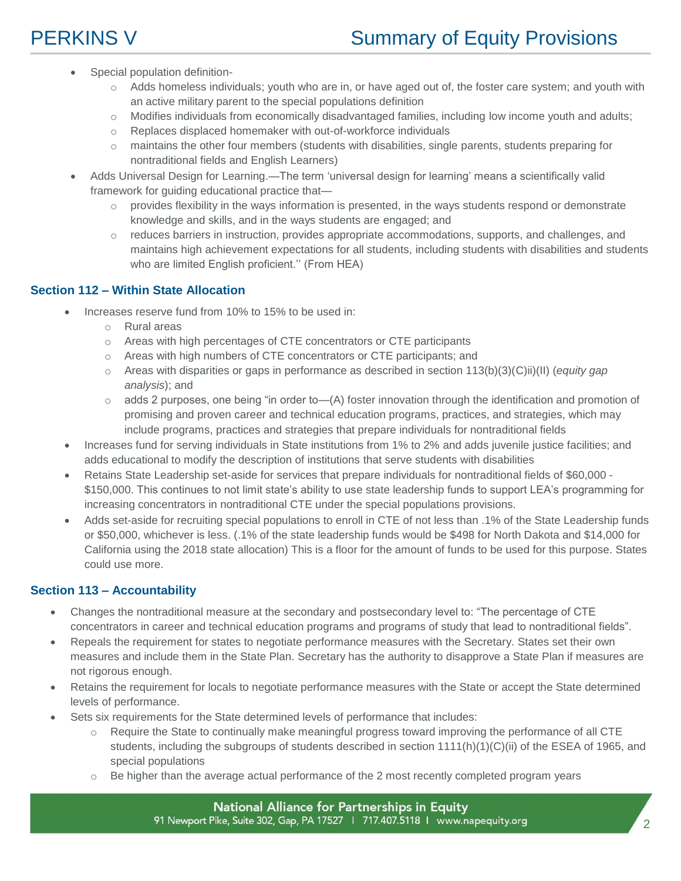- Special population definition-
  - Adds homeless individuals; youth who are in, or have aged out of, the foster care system; and youth with an active military parent to the special populations definition
  - Modifies individuals from economically disadvantaged families, including low income youth and adults;
  - Replaces displaced homemaker with out-of-workforce individuals
  - maintains the other four members (students with disabilities, single parents, students preparing for nontraditional fields and English Learners)
- Adds Universal Design for Learning.—The term 'universal design for learning' means a scientifically valid framework for guiding educational practice that—
  - provides flexibility in the ways information is presented, in the ways students respond or demonstrate knowledge and skills, and in the ways students are engaged; and
  - reduces barriers in instruction, provides appropriate accommodations, supports, and challenges, and maintains high achievement expectations for all students, including students with disabilities and students who are limited English proficient.'' (From HEA)

### Section 112 – Within State Allocation

- Increases reserve fund from 10% to 15% to be used in:
  - Rural areas
  - Areas with high percentages of CTE concentrators or CTE participants
  - Areas with high numbers of CTE concentrators or CTE participants; and
  - Areas with disparities or gaps in performance as described in section 113(b)(3)(C)ii)(II) (*equity gap analysis*); and
  - adds 2 purposes, one being "in order to—(A) foster innovation through the identification and promotion of promising and proven career and technical education programs, practices, and strategies, which may include programs, practices and strategies that prepare individuals for nontraditional fields
- Increases fund for serving individuals in State institutions from 1% to 2% and adds juvenile justice facilities; and adds educational to modify the description of institutions that serve students with disabilities
- Retains State Leadership set-aside for services that prepare individuals for nontraditional fields of $60,000 - $150,000. This continues to not limit state's ability to use state leadership funds to support LEA's programming for increasing concentrators in nontraditional CTE under the special populations provisions.
- Adds set-aside for recruiting special populations to enroll in CTE of not less than .1% of the State Leadership funds or $50,000, whichever is less. (.1% of the state leadership funds would be $498 for North Dakota and $14,000 for California using the 2018 state allocation) This is a floor for the amount of funds to be used for this purpose. States could use more.

### Section 113 – Accountability

- Changes the nontraditional measure at the secondary and postsecondary level to: "The percentage of CTE concentrators in career and technical education programs and programs of study that lead to nontraditional fields".
- Repeals the requirement for states to negotiate performance measures with the Secretary. States set their own measures and include them in the State Plan. Secretary has the authority to disapprove a State Plan if measures are not rigorous enough.
- Retains the requirement for locals to negotiate performance measures with the State or accept the State determined levels of performance.
- Sets six requirements for the State determined levels of performance that includes:
  - Require the State to continually make meaningful progress toward improving the performance of all CTE students, including the subgroups of students described in section 1111(h)(1)(C)(ii) of the ESEA of 1965, and special populations
  - Be higher than the average actual performance of the 2 most recently completed program years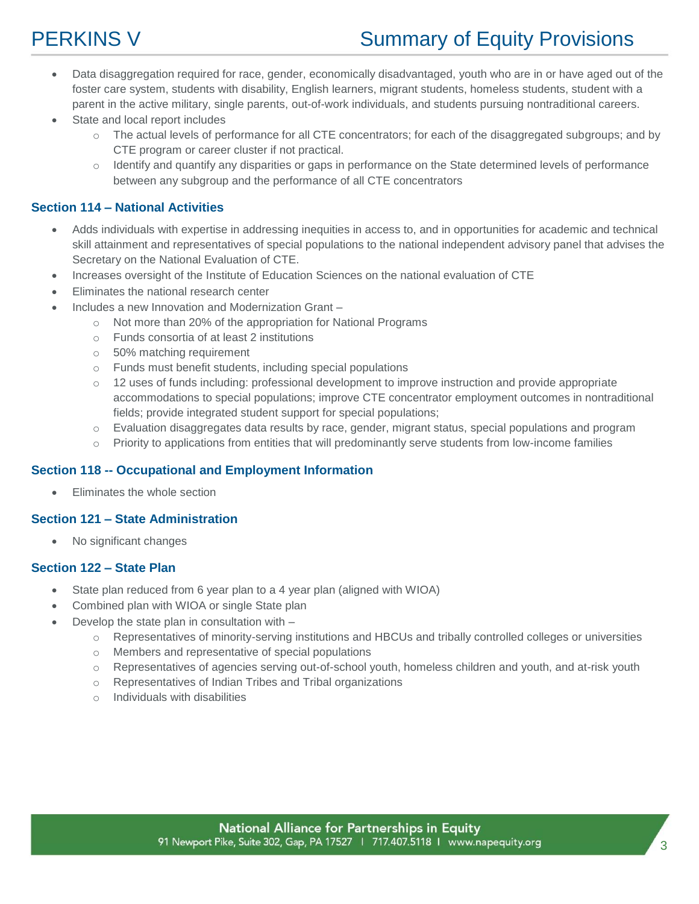- Data disaggregation required for race, gender, economically disadvantaged, youth who are in or have aged out of the foster care system, students with disability, English learners, migrant students, homeless students, student with a parent in the active military, single parents, out-of-work individuals, and students pursuing nontraditional careers.
- State and local report includes
  - The actual levels of performance for all CTE concentrators; for each of the disaggregated subgroups; and by CTE program or career cluster if not practical.
  - Identify and quantify any disparities or gaps in performance on the State determined levels of performance between any subgroup and the performance of all CTE concentrators

### Section 114 – National Activities

- Adds individuals with expertise in addressing inequities in access to, and in opportunities for academic and technical skill attainment and representatives of special populations to the national independent advisory panel that advises the Secretary on the National Evaluation of CTE.
- Increases oversight of the Institute of Education Sciences on the national evaluation of CTE
- Eliminates the national research center
- Includes a new Innovation and Modernization Grant –
  - Not more than 20% of the appropriation for National Programs
  - Funds consortia of at least 2 institutions
  - 50% matching requirement
  - Funds must benefit students, including special populations
  - 12 uses of funds including: professional development to improve instruction and provide appropriate accommodations to special populations; improve CTE concentrator employment outcomes in nontraditional fields; provide integrated student support for special populations;
  - Evaluation disaggregates data results by race, gender, migrant status, special populations and program
  - Priority to applications from entities that will predominantly serve students from low-income families

### Section 118 -- Occupational and Employment Information

- Eliminates the whole section

### Section 121 – State Administration

- No significant changes

### Section 122 – State Plan

- State plan reduced from 6 year plan to a 4 year plan (aligned with WIOA)
- Combined plan with WIOA or single State plan
- Develop the state plan in consultation with –
  - Representatives of minority-serving institutions and HBCUs and tribally controlled colleges or universities
  - Members and representative of special populations
  - Representatives of agencies serving out-of-school youth, homeless children and youth, and at-risk youth
  - Representatives of Indian Tribes and Tribal organizations
  - Individuals with disabilities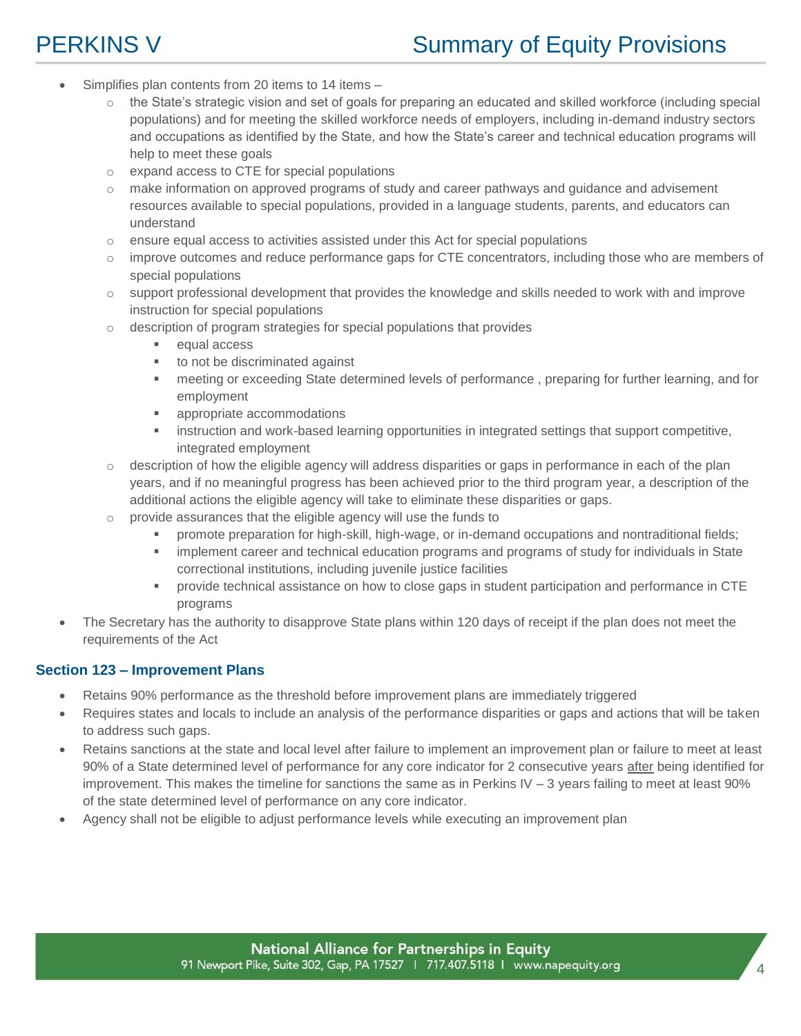- Simplifies plan contents from 20 items to 14 items –
  - the State's strategic vision and set of goals for preparing an educated and skilled workforce (including special populations) and for meeting the skilled workforce needs of employers, including in-demand industry sectors and occupations as identified by the State, and how the State's career and technical education programs will help to meet these goals
  - expand access to CTE for special populations
  - make information on approved programs of study and career pathways and guidance and advisement resources available to special populations, provided in a language students, parents, and educators can understand
  - ensure equal access to activities assisted under this Act for special populations
  - improve outcomes and reduce performance gaps for CTE concentrators, including those who are members of special populations
  - support professional development that provides the knowledge and skills needed to work with and improve instruction for special populations
  - description of program strategies for special populations that provides
    - equal access
    - to not be discriminated against
    - meeting or exceeding State determined levels of performance , preparing for further learning, and for employment
    - appropriate accommodations
    - instruction and work-based learning opportunities in integrated settings that support competitive, integrated employment
  - description of how the eligible agency will address disparities or gaps in performance in each of the plan years, and if no meaningful progress has been achieved prior to the third program year, a description of the additional actions the eligible agency will take to eliminate these disparities or gaps.
  - provide assurances that the eligible agency will use the funds to
    - promote preparation for high-skill, high-wage, or in-demand occupations and nontraditional fields;
    - implement career and technical education programs and programs of study for individuals in State correctional institutions, including juvenile justice facilities
    - provide technical assistance on how to close gaps in student participation and performance in CTE programs
- The Secretary has the authority to disapprove State plans within 120 days of receipt if the plan does not meet the requirements of the Act

### Section 123 – Improvement Plans

- Retains 90% performance as the threshold before improvement plans are immediately triggered
- Requires states and locals to include an analysis of the performance disparities or gaps and actions that will be taken to address such gaps.
- Retains sanctions at the state and local level after failure to implement an improvement plan or failure to meet at least 90% of a State determined level of performance for any core indicator for 2 consecutive years after being identified for improvement. This makes the timeline for sanctions the same as in Perkins IV – 3 years failing to meet at least 90% of the state determined level of performance on any core indicator.
- Agency shall not be eligible to adjust performance levels while executing an improvement plan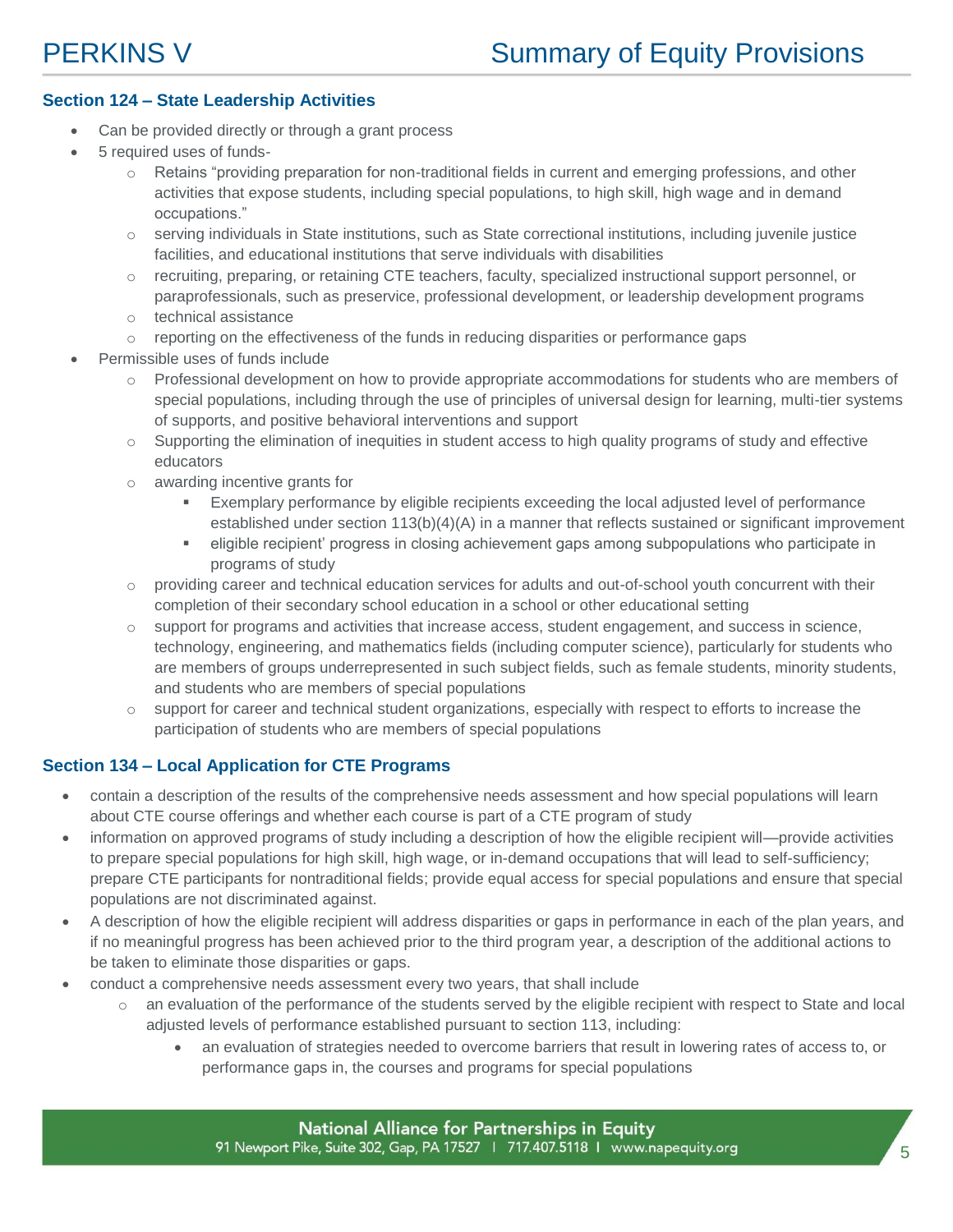## Section 124 – State Leadership Activities

- Can be provided directly or through a grant process
- 5 required uses of funds-
  - Retains "providing preparation for non-traditional fields in current and emerging professions, and other activities that expose students, including special populations, to high skill, high wage and in demand occupations."
  - serving individuals in State institutions, such as State correctional institutions, including juvenile justice facilities, and educational institutions that serve individuals with disabilities
  - recruiting, preparing, or retaining CTE teachers, faculty, specialized instructional support personnel, or paraprofessionals, such as preservice, professional development, or leadership development programs
  - technical assistance
  - reporting on the effectiveness of the funds in reducing disparities or performance gaps
- Permissible uses of funds include
  - Professional development on how to provide appropriate accommodations for students who are members of special populations, including through the use of principles of universal design for learning, multi-tier systems of supports, and positive behavioral interventions and support
  - Supporting the elimination of inequities in student access to high quality programs of study and effective educators
  - awarding incentive grants for
    - Exemplary performance by eligible recipients exceeding the local adjusted level of performance established under section 113(b)(4)(A) in a manner that reflects sustained or significant improvement
    - eligible recipient' progress in closing achievement gaps among subpopulations who participate in programs of study
  - providing career and technical education services for adults and out-of-school youth concurrent with their completion of their secondary school education in a school or other educational setting
  - support for programs and activities that increase access, student engagement, and success in science, technology, engineering, and mathematics fields (including computer science), particularly for students who are members of groups underrepresented in such subject fields, such as female students, minority students, and students who are members of special populations
  - support for career and technical student organizations, especially with respect to efforts to increase the participation of students who are members of special populations

## Section 134 – Local Application for CTE Programs

- contain a description of the results of the comprehensive needs assessment and how special populations will learn about CTE course offerings and whether each course is part of a CTE program of study
- information on approved programs of study including a description of how the eligible recipient will—provide activities to prepare special populations for high skill, high wage, or in-demand occupations that will lead to self-sufficiency; prepare CTE participants for nontraditional fields; provide equal access for special populations and ensure that special populations are not discriminated against.
- A description of how the eligible recipient will address disparities or gaps in performance in each of the plan years, and if no meaningful progress has been achieved prior to the third program year, a description of the additional actions to be taken to eliminate those disparities or gaps.
- conduct a comprehensive needs assessment every two years, that shall include
  - an evaluation of the performance of the students served by the eligible recipient with respect to State and local adjusted levels of performance established pursuant to section 113, including:
    - an evaluation of strategies needed to overcome barriers that result in lowering rates of access to, or performance gaps in, the courses and programs for special populations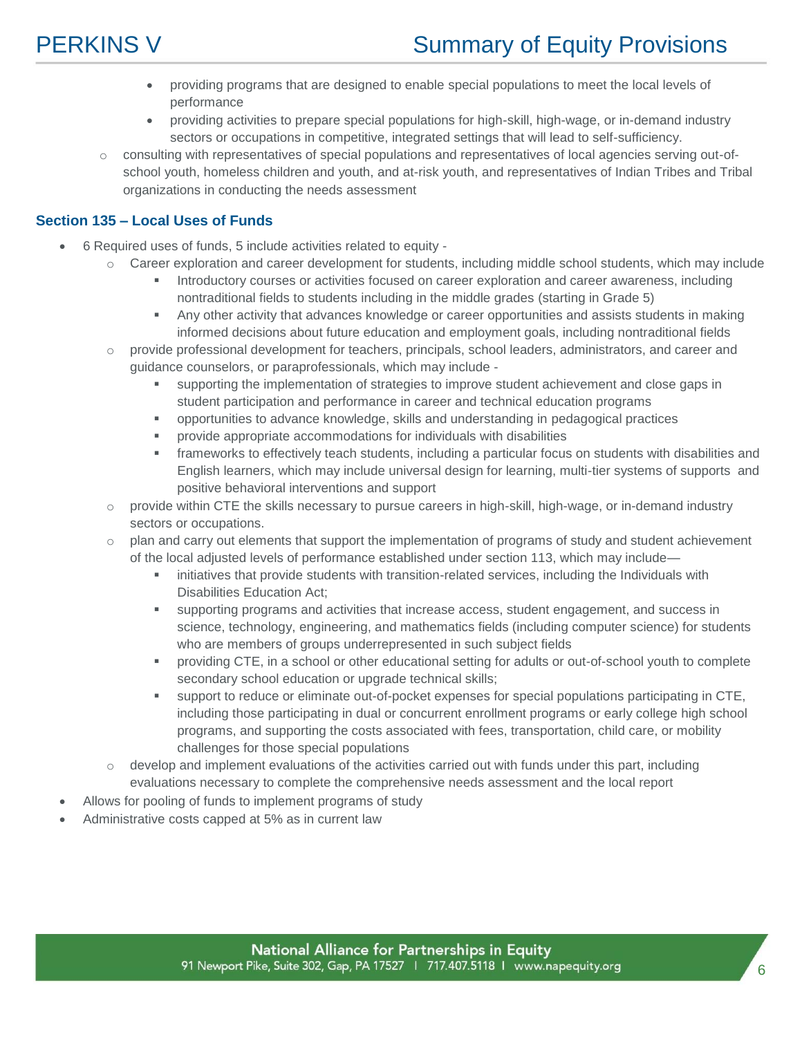- providing programs that are designed to enable special populations to meet the local levels of performance
    - providing activities to prepare special populations for high-skill, high-wage, or in-demand industry sectors or occupations in competitive, integrated settings that will lead to self-sufficiency.
  - consulting with representatives of special populations and representatives of local agencies serving out-of-school youth, homeless children and youth, and at-risk youth, and representatives of Indian Tribes and Tribal organizations in conducting the needs assessment

### Section 135 – Local Uses of Funds

- 6 Required uses of funds, 5 include activities related to equity -
  - Career exploration and career development for students, including middle school students, which may include
    - Introductory courses or activities focused on career exploration and career awareness, including nontraditional fields to students including in the middle grades (starting in Grade 5)
    - Any other activity that advances knowledge or career opportunities and assists students in making informed decisions about future education and employment goals, including nontraditional fields
  - provide professional development for teachers, principals, school leaders, administrators, and career and guidance counselors, or paraprofessionals, which may include -
    - supporting the implementation of strategies to improve student achievement and close gaps in student participation and performance in career and technical education programs
    - opportunities to advance knowledge, skills and understanding in pedagogical practices
    - provide appropriate accommodations for individuals with disabilities
    - frameworks to effectively teach students, including a particular focus on students with disabilities and English learners, which may include universal design for learning, multi-tier systems of supports and positive behavioral interventions and support
  - provide within CTE the skills necessary to pursue careers in high-skill, high-wage, or in-demand industry sectors or occupations.
  - plan and carry out elements that support the implementation of programs of study and student achievement of the local adjusted levels of performance established under section 113, which may include—
    - initiatives that provide students with transition-related services, including the Individuals with Disabilities Education Act;
    - supporting programs and activities that increase access, student engagement, and success in science, technology, engineering, and mathematics fields (including computer science) for students who are members of groups underrepresented in such subject fields
    - providing CTE, in a school or other educational setting for adults or out-of-school youth to complete secondary school education or upgrade technical skills;
    - support to reduce or eliminate out-of-pocket expenses for special populations participating in CTE, including those participating in dual or concurrent enrollment programs or early college high school programs, and supporting the costs associated with fees, transportation, child care, or mobility challenges for those special populations
  - develop and implement evaluations of the activities carried out with funds under this part, including evaluations necessary to complete the comprehensive needs assessment and the local report
- Allows for pooling of funds to implement programs of study
- Administrative costs capped at 5% as in current law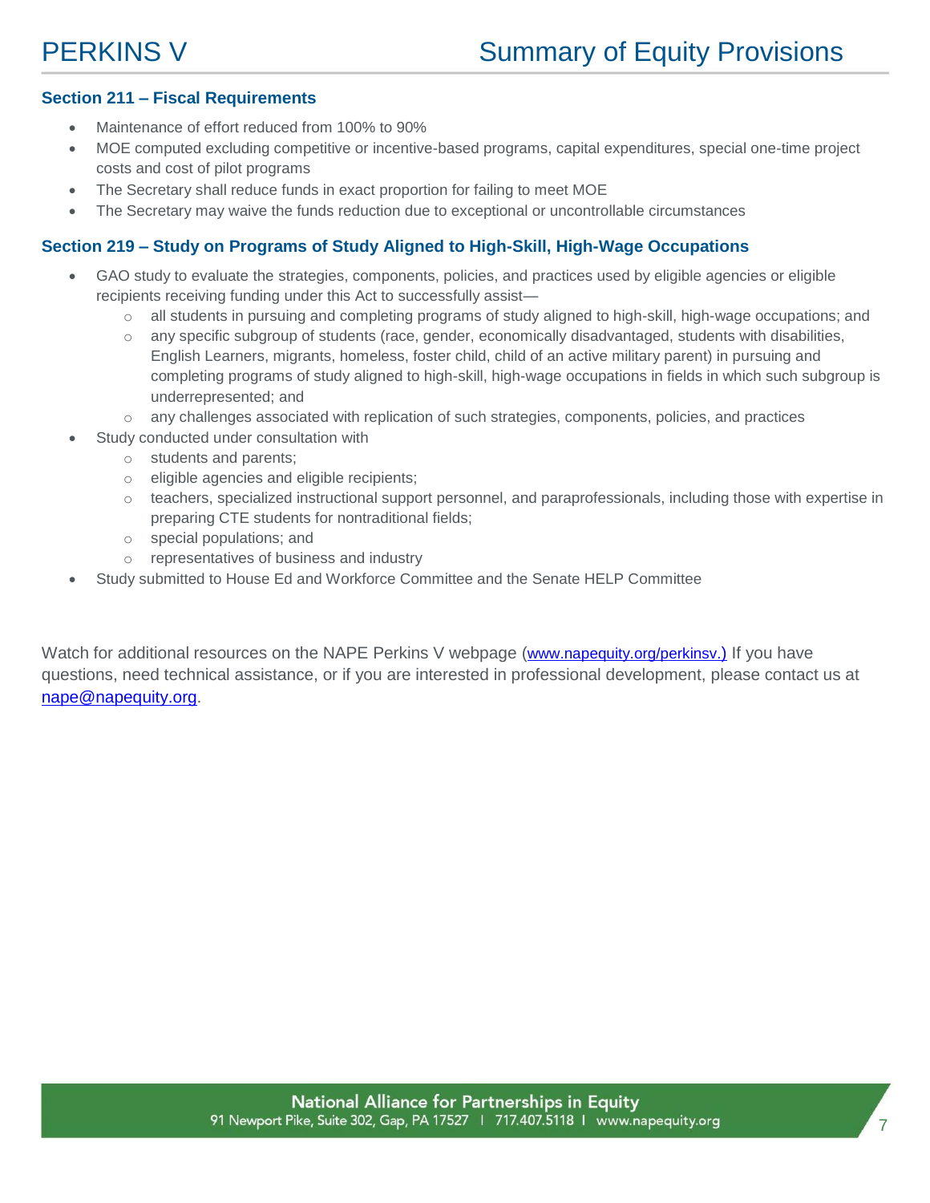### Section 211 – Fiscal Requirements

- Maintenance of effort reduced from 100% to 90%
- MOE computed excluding competitive or incentive-based programs, capital expenditures, special one-time project costs and cost of pilot programs
- The Secretary shall reduce funds in exact proportion for failing to meet MOE
- The Secretary may waive the funds reduction due to exceptional or uncontrollable circumstances

### Section 219 – Study on Programs of Study Aligned to High-Skill, High-Wage Occupations

- GAO study to evaluate the strategies, components, policies, and practices used by eligible agencies or eligible recipients receiving funding under this Act to successfully assist—
  - all students in pursuing and completing programs of study aligned to high-skill, high-wage occupations; and
  - any specific subgroup of students (race, gender, economically disadvantaged, students with disabilities, English Learners, migrants, homeless, foster child, child of an active military parent) in pursuing and completing programs of study aligned to high-skill, high-wage occupations in fields in which such subgroup is underrepresented; and
  - any challenges associated with replication of such strategies, components, policies, and practices
- Study conducted under consultation with
  - students and parents;
  - eligible agencies and eligible recipients;
  - teachers, specialized instructional support personnel, and paraprofessionals, including those with expertise in preparing CTE students for nontraditional fields;
  - special populations; and
  - representatives of business and industry
- Study submitted to House Ed and Workforce Committee and the Senate HELP Committee

Watch for additional resources on the NAPE Perkins V webpage (www.napequity.org/perkinsv.) If you have questions, need technical assistance, or if you are interested in professional development, please contact us at nape@napequity.org.